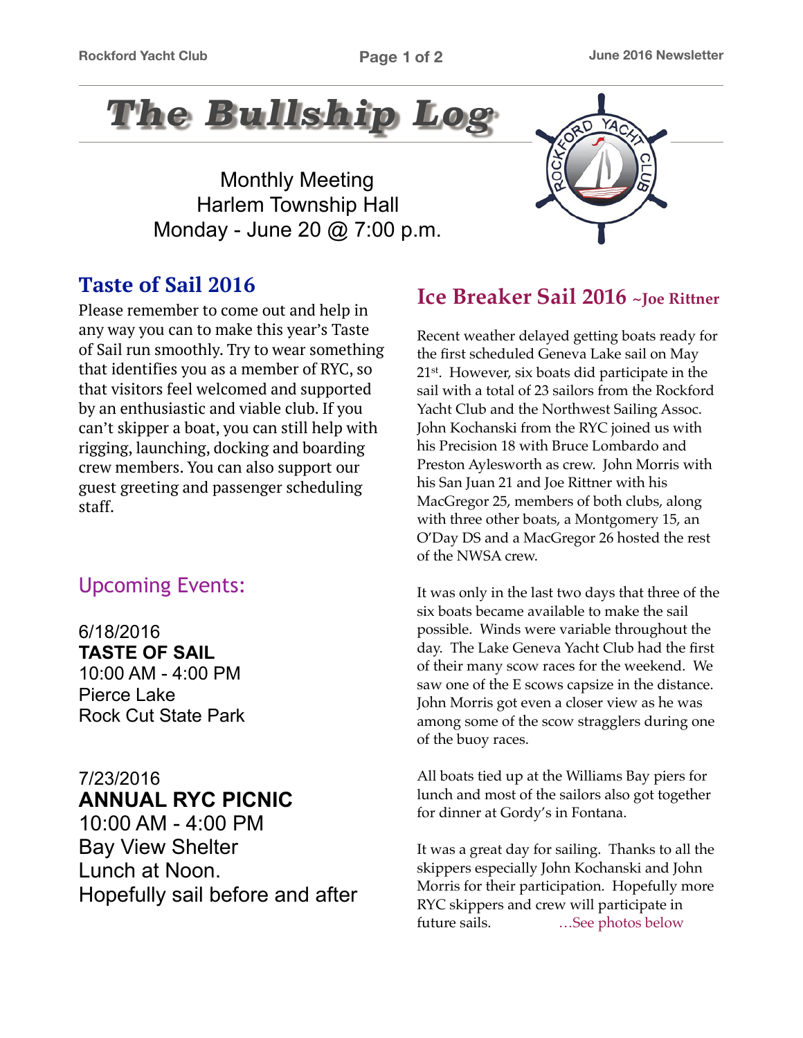# The Bullship Log

Monthly Meeting
Harlem Township Hall
Monday - June 20 @ 7:00 p.m.

## Taste of Sail 2016

Please remember to come out and help in any way you can to make this year's Taste of Sail run smoothly. Try to wear something that identifies you as a member of RYC, so that visitors feel welcomed and supported by an enthusiastic and viable club. If you can't skipper a boat, you can still help with rigging, launching, docking and boarding crew members. You can also support our guest greeting and passenger scheduling staff.

## Upcoming Events:

6/18/2016
**TASTE OF SAIL**
10:00 AM - 4:00 PM
Pierce Lake
Rock Cut State Park

7/23/2016
**ANNUAL RYC PICNIC**
10:00 AM - 4:00 PM
Bay View Shelter
Lunch at Noon.
Hopefully sail before and after

## Ice Breaker Sail 2016 ~Joe Rittner

Recent weather delayed getting boats ready for the first scheduled Geneva Lake sail on May 21st. However, six boats did participate in the sail with a total of 23 sailors from the Rockford Yacht Club and the Northwest Sailing Assoc. John Kochanski from the RYC joined us with his Precision 18 with Bruce Lombardo and Preston Aylesworth as crew. John Morris with his San Juan 21 and Joe Rittner with his MacGregor 25, members of both clubs, along with three other boats, a Montgomery 15, an O'Day DS and a MacGregor 26 hosted the rest of the NWSA crew.

It was only in the last two days that three of the six boats became available to make the sail possible. Winds were variable throughout the day. The Lake Geneva Yacht Club had the first of their many scow races for the weekend. We saw one of the E scows capsize in the distance. John Morris got even a closer view as he was among some of the scow stragglers during one of the buoy races.

All boats tied up at the Williams Bay piers for lunch and most of the sailors also got together for dinner at Gordy's in Fontana.

It was a great day for sailing. Thanks to all the skippers especially John Kochanski and John Morris for their participation. Hopefully more RYC skippers and crew will participate in future sails. ...See photos below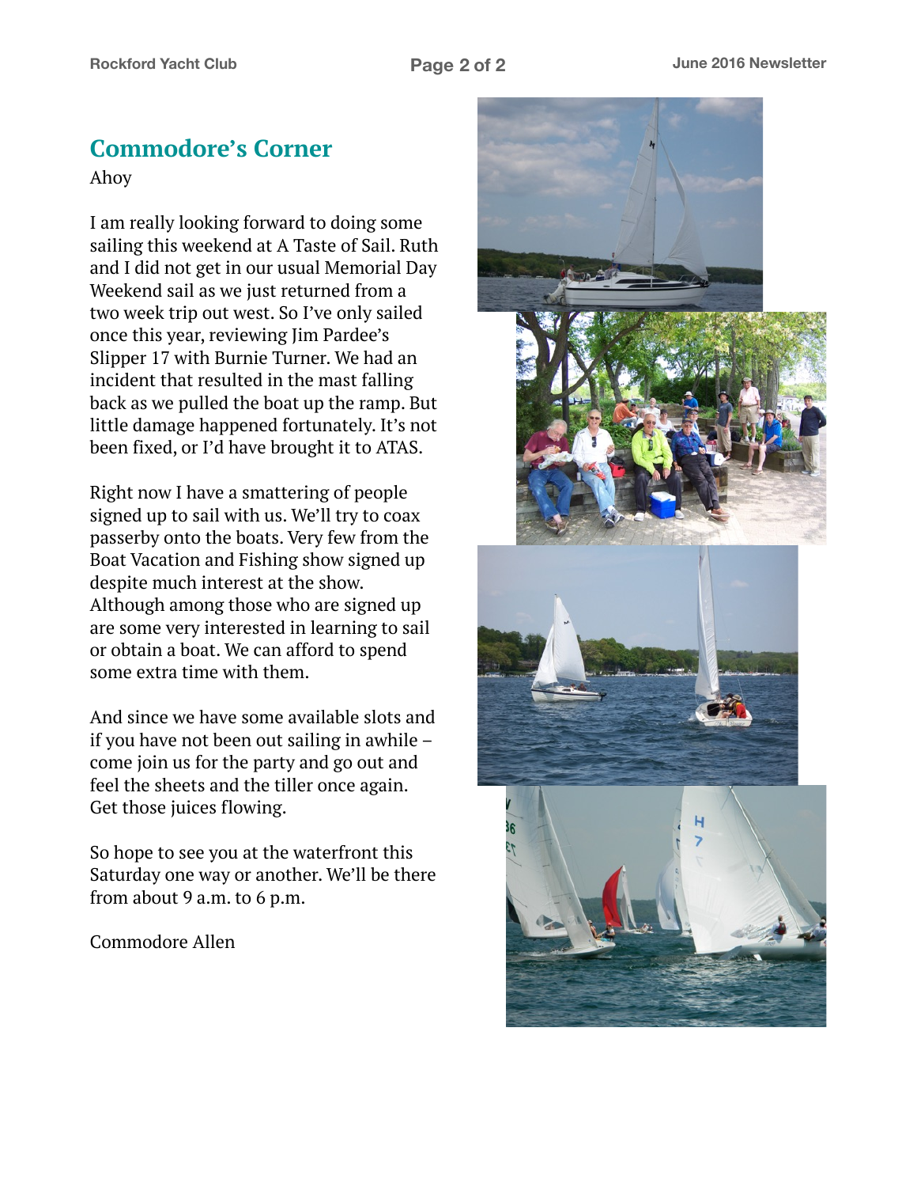## Commodore's Corner

Ahoy

I am really looking forward to doing some sailing this weekend at A Taste of Sail. Ruth and I did not get in our usual Memorial Day Weekend sail as we just returned from a two week trip out west. So I've only sailed once this year, reviewing Jim Pardee's Slipper 17 with Burnie Turner. We had an incident that resulted in the mast falling back as we pulled the boat up the ramp. But little damage happened fortunately. It's not been fixed, or I'd have brought it to ATAS.

Right now I have a smattering of people signed up to sail with us. We'll try to coax passerby onto the boats. Very few from the Boat Vacation and Fishing show signed up despite much interest at the show. Although among those who are signed up are some very interested in learning to sail or obtain a boat. We can afford to spend some extra time with them.

And since we have some available slots and if you have not been out sailing in awhile – come join us for the party and go out and feel the sheets and the tiller once again. Get those juices flowing.

So hope to see you at the waterfront this Saturday one way or another. We'll be there from about 9 a.m. to 6 p.m.

Commodore Allen